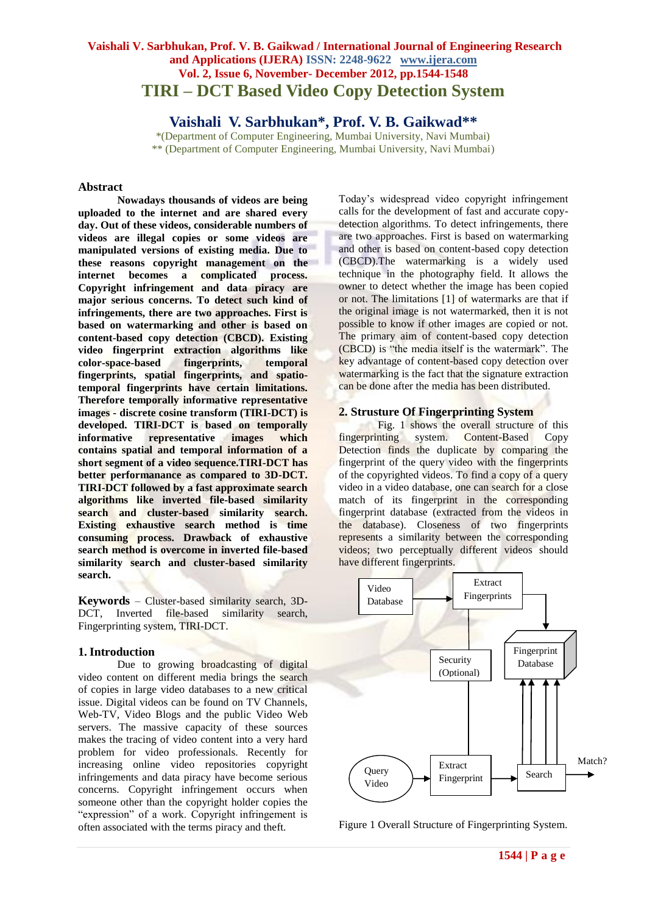# TIRI – DCT Based Video Copy Detection System

## Vaishali V. Sarbhukan*, Prof. V. B. Gaikwad**

*(Department of Computer Engineering, Mumbai University, Navi Mumbai)
** (Department of Computer Engineering, Mumbai University, Navi Mumbai)

### Abstract

**Nowadays thousands of videos are being uploaded to the internet and are shared every day. Out of these videos, considerable numbers of videos are illegal copies or some videos are manipulated versions of existing media. Due to these reasons copyright management on the internet becomes a complicated process. Copyright infringement and data piracy are major serious concerns. To detect such kind of infringements, there are two approaches. First is based on watermarking and other is based on content-based copy detection (CBCD). Existing video fingerprint extraction algorithms like color-space-based fingerprints, temporal fingerprints, spatial fingerprints, and spatio-temporal fingerprints have certain limitations. Therefore temporally informative representative images - discrete cosine transform (TIRI-DCT) is developed. TIRI-DCT is based on temporally informative representative images which contains spatial and temporal information of a short segment of a video sequence.TIRI-DCT has better performanance as compared to 3D-DCT. TIRI-DCT followed by a fast approximate search algorithms like inverted file-based similarity search and cluster-based similarity search. Existing exhaustive search method is time consuming process. Drawback of exhaustive search method is overcome in inverted file-based similarity search and cluster-based similarity search.**

**Keywords** – Cluster-based similarity search, 3D-DCT, Inverted file-based similarity search, Fingerprinting system, TIRI-DCT.

### 1. Introduction

Due to growing broadcasting of digital video content on different media brings the search of copies in large video databases to a new critical issue. Digital videos can be found on TV Channels, Web-TV, Video Blogs and the public Video Web servers. The massive capacity of these sources makes the tracing of video content into a very hard problem for video professionals. Recently for increasing online video repositories copyright infringements and data piracy have become serious concerns. Copyright infringement occurs when someone other than the copyright holder copies the "expression" of a work. Copyright infringement is often associated with the terms piracy and theft.

Today's widespread video copyright infringement calls for the development of fast and accurate copy-detection algorithms. To detect infringements, there are two approaches. First is based on watermarking and other is based on content-based copy detection (CBCD).The watermarking is a widely used technique in the photography field. It allows the owner to detect whether the image has been copied or not. The limitations [1] of watermarks are that if the original image is not watermarked, then it is not possible to know if other images are copied or not. The primary aim of content-based copy detection (CBCD) is "the media itself is the watermark". The key advantage of content-based copy detection over watermarking is the fact that the signature extraction can be done after the media has been distributed.

### 2. Strusture Of Fingerprinting System

Fig. 1 shows the overall structure of this fingerprinting system. Content-Based Copy Detection finds the duplicate by comparing the fingerprint of the query video with the fingerprints of the copyrighted videos. To find a copy of a query video in a video database, one can search for a close match of its fingerprint in the corresponding fingerprint database (extracted from the videos in the database). Closeness of two fingerprints represents a similarity between the corresponding videos; two perceptually different videos should have different fingerprints.

Figure 1 Overall Structure of Fingerprinting System.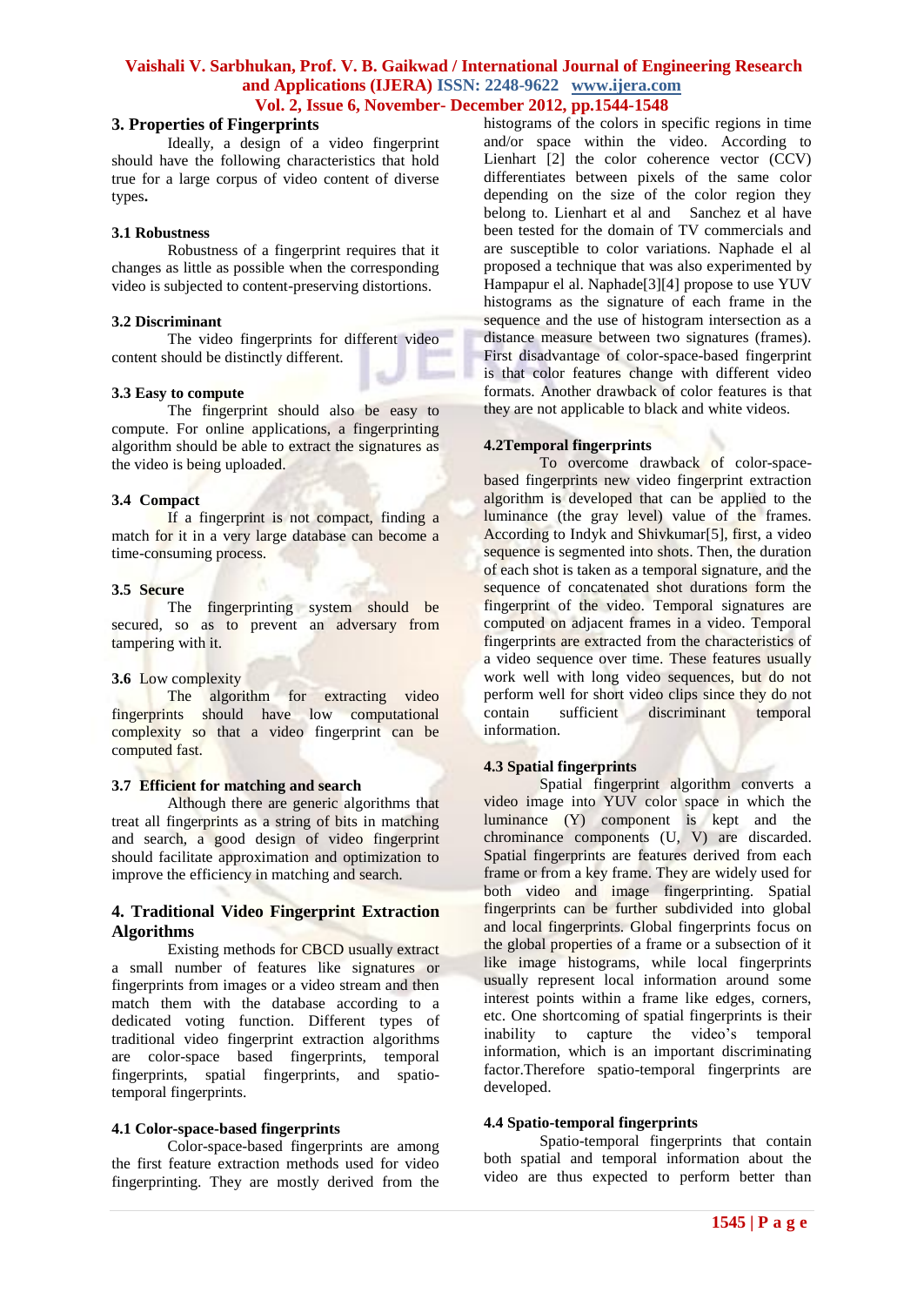## 3. Properties of Fingerprints

Ideally, a design of a video fingerprint should have the following characteristics that hold true for a large corpus of video content of diverse types**.**

### 3.1 Robustness

Robustness of a fingerprint requires that it changes as little as possible when the corresponding video is subjected to content-preserving distortions.

### 3.2 Discriminant

The video fingerprints for different video content should be distinctly different.

### 3.3 Easy to compute

The fingerprint should also be easy to compute. For online applications, a fingerprinting algorithm should be able to extract the signatures as the video is being uploaded.

### 3.4 Compact

If a fingerprint is not compact, finding a match for it in a very large database can become a time-consuming process.

### 3.5 Secure

The fingerprinting system should be secured, so as to prevent an adversary from tampering with it.

### 3.6 Low complexity

The algorithm for extracting video fingerprints should have computational complexity so that a video fingerprint can be computed fast.

### 3.7 Efficient for matching and search

Although there are generic algorithms that treat all fingerprints as a string of bits in matching and search, a good design of video fingerprint should facilitate approximation and optimization to improve the efficiency in matching and search.

## 4. Traditional Video Fingerprint Extraction Algorithms

Existing methods for CBCD usually extract a small number of features like signatures or fingerprints from images or a video stream and then match them with the database according to a dedicated voting function. Different types of traditional video fingerprint extraction algorithms are color-space based fingerprints, temporal fingerprints, spatial fingerprints, and spatio-temporal fingerprints.

### 4.1 Color-space-based fingerprints

Color-space-based fingerprints are among the first feature extraction methods used for video fingerprinting. They are mostly derived from the histograms of the colors in specific regions in time and/or space within the video. According to Lienhart [2] the color coherence vector (CCV) differentiates between pixels of the same color depending on the size of the color region they belong to. Lienhart et al and Sanchez et al have been tested for the domain of TV commercials and are susceptible to color variations. Naphade el al proposed a technique that was also experimented by Hampapur el al. Naphade[3][4] propose to use YUV histograms as the signature of each frame in the sequence and the use of histogram intersection as a distance measure between two signatures (frames). First disadvantage of color-space-based fingerprint is that color features change with different video formats. Another drawback of color features is that they are not applicable to black and white videos.

### 4.2Temporal fingerprints

To overcome drawback of color-space-based fingerprints new video fingerprint extraction algorithm is developed that can be applied to the luminance (the gray level) value of the frames. According to Indyk and Shivkumar[5], first, a video sequence is segmented into shots. Then, the duration of each shot is taken as a temporal signature, and the sequence of concatenated shot durations form the fingerprint of the video. Temporal signatures are computed on adjacent frames in a video. Temporal fingerprints are extracted from the characteristics of a video sequence over time. These features usually work well with long video sequences, but do not perform well for short video clips since they do not contain sufficient discriminant temporal information.

### 4.3 Spatial fingerprints

Spatial fingerprint algorithm converts a video image into YUV color space in which the luminance (Y) component is kept and the chrominance components (U, V) are discarded. Spatial fingerprints are features derived from each frame or from a key frame. They are widely used for both video and image fingerprinting. Spatial fingerprints can be further subdivided into global and local fingerprints. Global fingerprints focus on the global properties of a frame or a subsection of it like image histograms, while local fingerprints usually represent local information around some interest points within a frame like edges, corners, etc. One shortcoming of spatial fingerprints is their inability to capture the video's temporal information, which is an important discriminating factor.Therefore spatio-temporal fingerprints are developed.

### 4.4 Spatio-temporal fingerprints

Spatio-temporal fingerprints that contain both spatial and temporal information about the video are thus expected to perform better than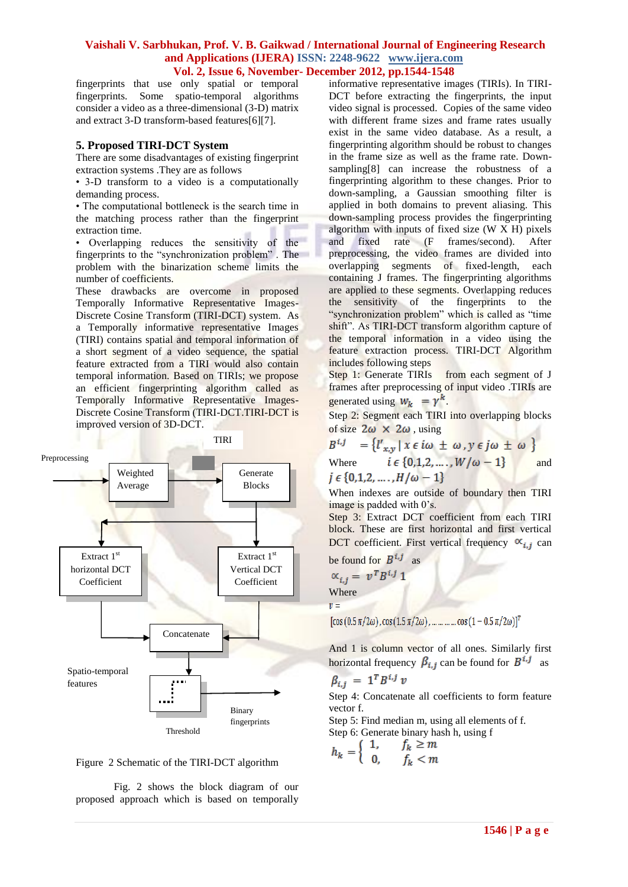fingerprints that use only spatial or temporal fingerprints. Some spatio-temporal algorithms consider a video as a three-dimensional (3-D) matrix and extract 3-D transform-based features[6][7].

## 5. Proposed TIRI-DCT System

There are some disadvantages of existing fingerprint extraction systems .They are as follows

- 3-D transform to a video is a computationally demanding process.
- The computational bottleneck is the search time in the matching process rather than the fingerprint extraction time.
- Overlapping reduces the sensitivity of the fingerprints to the "synchronization problem" . The problem with the binarization scheme limits the number of coefficients.

These drawbacks are overcome in proposed Temporally Informative Representative Images-Discrete Cosine Transform (TIRI-DCT) system. As a Temporally informative representative Images (TIRI) contains spatial and temporal information of a short segment of a video sequence, the spatial feature extracted from a TIRI would also contain temporal information. Based on TIRIs; we propose an efficient fingerprinting algorithm called as Temporally Informative Representative Images-Discrete Cosine Transform (TIRI-DCT.TIRI-DCT is improved version of 3D-DCT.

Figure 2 Schematic of the TIRI-DCT algorithm

Fig. 2 shows the block diagram of our proposed approach which is based on temporally informative representative images (TIRIs). In TIRI-DCT before extracting the fingerprints, the input video signal is processed. Copies of the same video with different frame sizes and frame rates usually exist in the same video database. As a result, a fingerprinting algorithm should be robust to changes in the frame size as well as the frame rate. Down-sampling[8] can increase the robustness of a fingerprinting algorithm to these changes. Prior to down-sampling, a Gaussian smoothing filter is applied in both domains to prevent aliasing. This down-sampling process provides the fingerprinting algorithm with inputs of fixed size (W X H) pixels and fixed rate (F frames/second). After preprocessing, the video frames are divided into overlapping segments of fixed-length, each containing J frames. The fingerprinting algorithms are applied to these segments. Overlapping reduces the sensitivity of the fingerprints to the "synchronization problem" which is called as "time shift". As TIRI-DCT transform algorithm capture of the temporal information in a video using the feature extraction process. TIRI-DCT Algorithm includes following steps

Step 1: Generate TIRIs from each segment of J frames after preprocessing of input video .TIRIs are generated using $w_k = \gamma^k$.

Step 2: Segment each TIRI into overlapping blocks of size $2\omega \times 2\omega$ , using

$$B^{i,j} = \{l'_{x,y} \mid x \in i\omega \pm \omega , y \in j\omega \pm \omega \}$$

Where $i \in \{0,1,2,\ldots,W/\omega - 1\}$ and $j \in \{0,1,2,\ldots,H/\omega - 1\}$

When indexes are outside of boundary then TIRI image is padded with 0's.

Step 3: Extract DCT coefficient from each TIRI block. These are first horizontal and first vertical DCT coefficient. First vertical frequency $\alpha_{i,j}$ can be found for $B^{i,j}$ as

$$\alpha_{i,j} = v^T B^{i,j}\, 1$$

Where

$v = [\cos(0.5\,\pi/2\omega), \cos(1.5\,\pi/2\omega), \ldots\ldots\ldots \cos(1 - 0.5\,\pi/2\omega)]^T$

And 1 is column vector of all ones. Similarly first horizontal frequency $\beta_{i,j}$ can be found for $B^{i,j}$ as

$$\beta_{i,j} = 1^T B^{i,j}\, v$$

Step 4: Concatenate all coefficients to form feature vector f.

Step 5: Find median m, using all elements of f.

Step 6: Generate binary hash h, using f

$$h_k = \begin{cases} 1, & f_k \geq m \\ 0, & f_k < m \end{cases}$$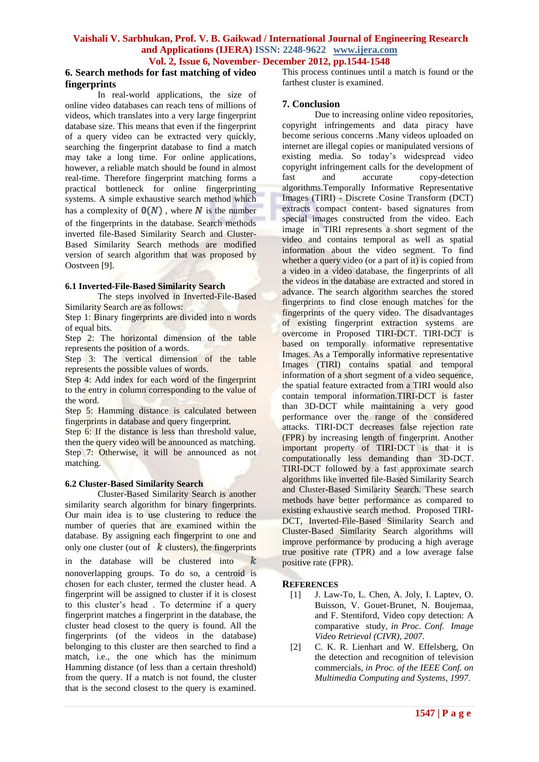## 6. Search methods for fast matching of video fingerprints

In real-world applications, the size of online video databases can reach tens of millions of videos, which translates into a very large fingerprint database size. This means that even if the fingerprint of a query video can be extracted very quickly, searching the fingerprint database to find a match may take a long time. For online applications, however, a reliable match should be found in almost real-time. Therefore fingerprint matching forms a practical bottleneck for online fingerprinting systems. A simple exhaustive search method which has a complexity of $0(N)$ , where $N$ is the number of the fingerprints in the database. Search methods inverted file-Based Similarity Search and Cluster-Based Similarity Search methods are modified version of search algorithm that was proposed by Oostveen [9].

### 6.1 Inverted-File-Based Similarity Search

The steps involved in Inverted-File-Based Similarity Search are as follows:

Step 1: Binary fingerprints are divided into n words of equal bits.

Step 2: The horizontal dimension of the table represents the position of a words.

Step 3: The vertical dimension of the table represents the possible values of words.

Step 4: Add index for each word of the fingerprint to the entry in column corresponding to the value of the word.

Step 5: Hamming distance is calculated between fingerprints in database and query fingerprint.

Step 6: If the distance is less than threshold value, then the query video will be announced as matching.

Step 7: Otherwise, it will be announced as not matching.

### 6.2 Cluster-Based Similarity Search

Cluster-Based Similarity Search is another similarity search algorithm for binary fingerprints. Our main idea is to use clustering to reduce the number of queries that are examined within the database. By assigning each fingerprint to one and only one cluster (out of $k$ clusters), the fingerprints in the database will be clustered into $k$ nonoverlapping groups. To do so, a centroid is chosen for each cluster, termed the cluster head. A fingerprint will be assigned to cluster if it is closest to this cluster's head . To determine if a query fingerprint matches a fingerprint in the database, the cluster head closest to the query is found. All the fingerprints (of the videos in the database) belonging to this cluster are then searched to find a match, i.e., the one which has the minimum Hamming distance (of less than a certain threshold) from the query. If a match is not found, the cluster that is the second closest to the query is examined. This process continues until a match is found or the farthest cluster is examined.

## 7. Conclusion

Due to increasing online video repositories, copyright infringements and data piracy have become serious concerns .Many videos uploaded on internet are illegal copies or manipulated versions of existing media. So today's widespread video copyright infringement calls for the development of fast and accurate copy-detection algorithms.Temporally Informative Representative Images (TIRI) - Discrete Cosine Transform (DCT) extracts compact content- based signatures from special images constructed from the video. Each image in TIRI represents a short segment of the video and contains temporal as well as spatial information about the video segment. To find whether a query video (or a part of it) is copied from a video in a video database, the fingerprints of all the videos in the database are extracted and stored in advance. The search algorithm searches the stored fingerprints to find close enough matches for the fingerprints of the query video. The disadvantages of existing fingerprint extraction systems are overcome in Proposed TIRI-DCT. TIRI-DCT is based on temporally informative representative Images. As a Temporally informative representative Images (TIRI) contains spatial and temporal information of a short segment of a video sequence, the spatial feature extracted from a TIRI would also contain temporal information.TIRI-DCT is faster than 3D-DCT while maintaining a very good performance over the range of the considered attacks. TIRI-DCT decreases false rejection rate (FPR) by increasing length of fingerprint. Another important property of TIRI-DCT is that it is computationally less demanding than 3D-DCT. TIRI-DCT followed by a fast approximate search algorithms like inverted file-Based Similarity Search and Cluster-Based Similarity Search. These search methods have better performance as compared to existing exhaustive search method. Proposed TIRI-DCT, Inverted-File-Based Similarity Search and Cluster-Based Similarity Search algorithms will improve performance by producing a high average true positive rate (TPR) and a low average false positive rate (FPR).

## References

[1] J. Law-To, L. Chen, A. Joly, I. Laptev, O. Buisson, V. Gouet-Brunet, N. Boujemaa, and F. Stentiford, Video copy detection: A comparative study, *in Proc. Conf. Image Video Retrieval (CIVR), 2007.*

[2] C. K. R. Lienhart and W. Effelsberg, On the detection and recognition of television commercials, *in Proc. of the IEEE Conf. on Multimedia Computing and Systems, 1997.*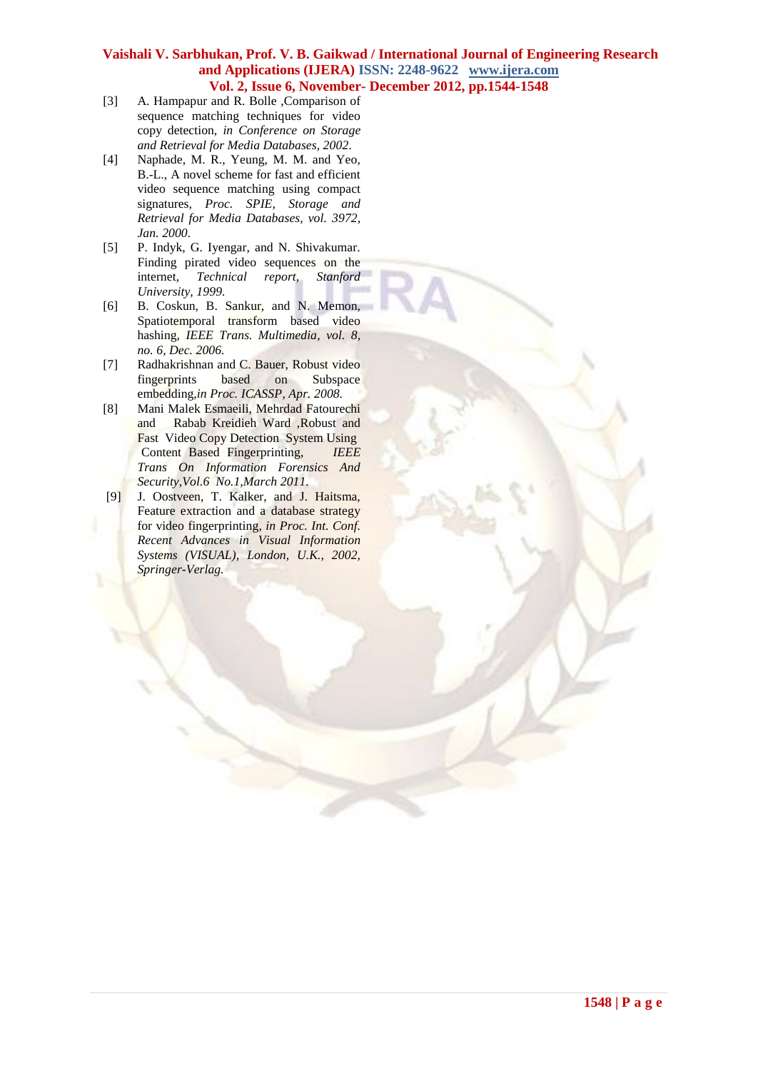[3] A. Hampapur and R. Bolle ,Comparison of sequence matching techniques for video copy detection, *in Conference on Storage and Retrieval for Media Databases, 2002.*

[4] Naphade, M. R., Yeung, M. M. and Yeo, B.-L., A novel scheme for fast and efficient video sequence matching using compact signatures, *Proc. SPIE, Storage and Retrieval for Media Databases, vol. 3972, Jan. 2000*.

[5] P. Indyk, G. Iyengar, and N. Shivakumar. Finding pirated video sequences on the internet, *Technical report, Stanford University, 1999.*

[6] B. Coskun, B. Sankur, and N. Memon, Spatiotemporal transform based video hashing, *IEEE Trans. Multimedia, vol. 8, no. 6, Dec. 2006.*

[7] Radhakrishnan and C. Bauer, Robust video fingerprints based on Subspace embedding,*in Proc. ICASSP, Apr. 2008.*

[8] Mani Malek Esmaeili, Mehrdad Fatourechi and Rabab Kreidieh Ward ,Robust and Fast Video Copy Detection System Using Content Based Fingerprinting, *IEEE Trans On Information Forensics And Security,Vol.6 No.1,March 2011.*

[9] J. Oostveen, T. Kalker, and J. Haitsma, Feature extraction and a database strategy for video fingerprinting, *in Proc. Int. Conf. Recent Advances in Visual Information Systems (VISUAL), London, U.K., 2002, Springer-Verlag.*